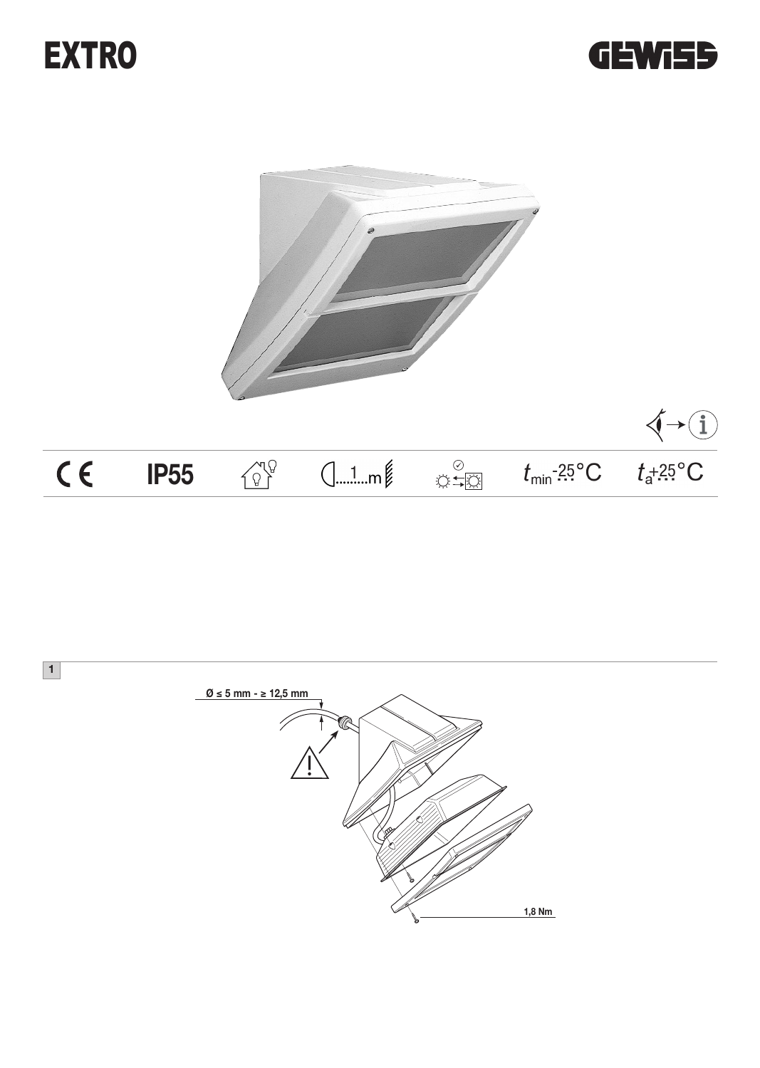# EXTRO

GEWISS

| CE | IP55 | | 1 m | | $t_{min}$ -25°C | $t_a$ +25°C |
|---|---|---|---|---|---|---|

1

Ø ≤ 5 mm - ≥ 12,5 mm

1,8 Nm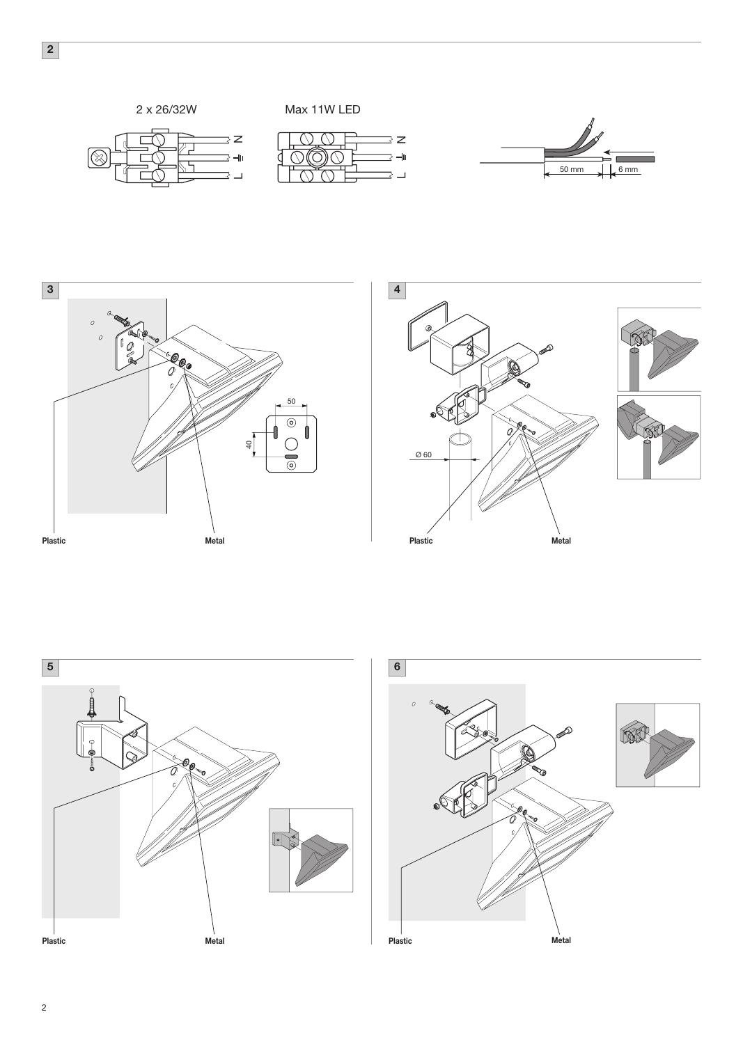## 2

2 x 26/32W

N

L

Max 11W LED

N

L

50 mm

6 mm

## 3

50

40

Plastic

Metal

## 4

Ø 60

Plastic

Metal

## 5

Plastic

Metal

## 6

Plastic

Metal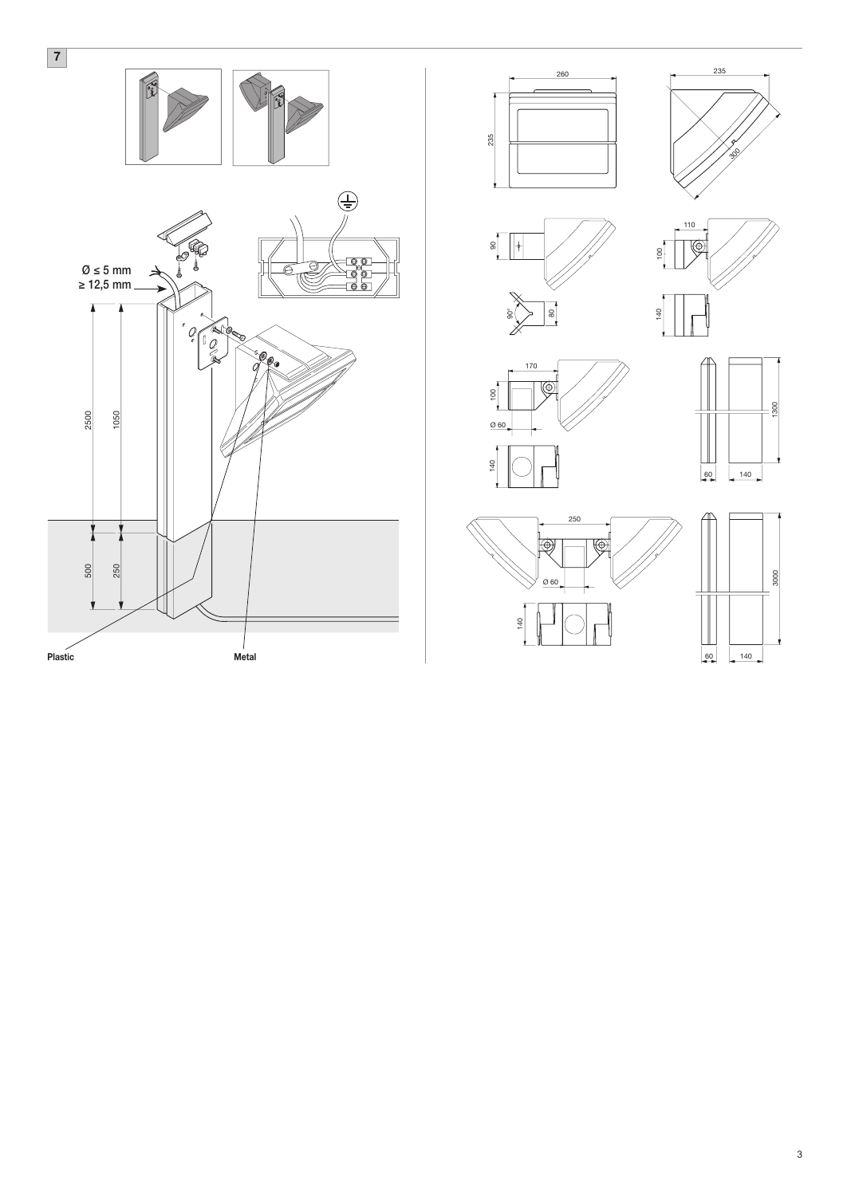7

Ø ≤ 5 mm

≥ 12,5 mm

2500

1050

500

250

Plastic

Metal

260

235

235

300

90

110

100

90°

80

140

170

100

Ø 60

140

1300

60

140

250

Ø 60

140

3000

60

140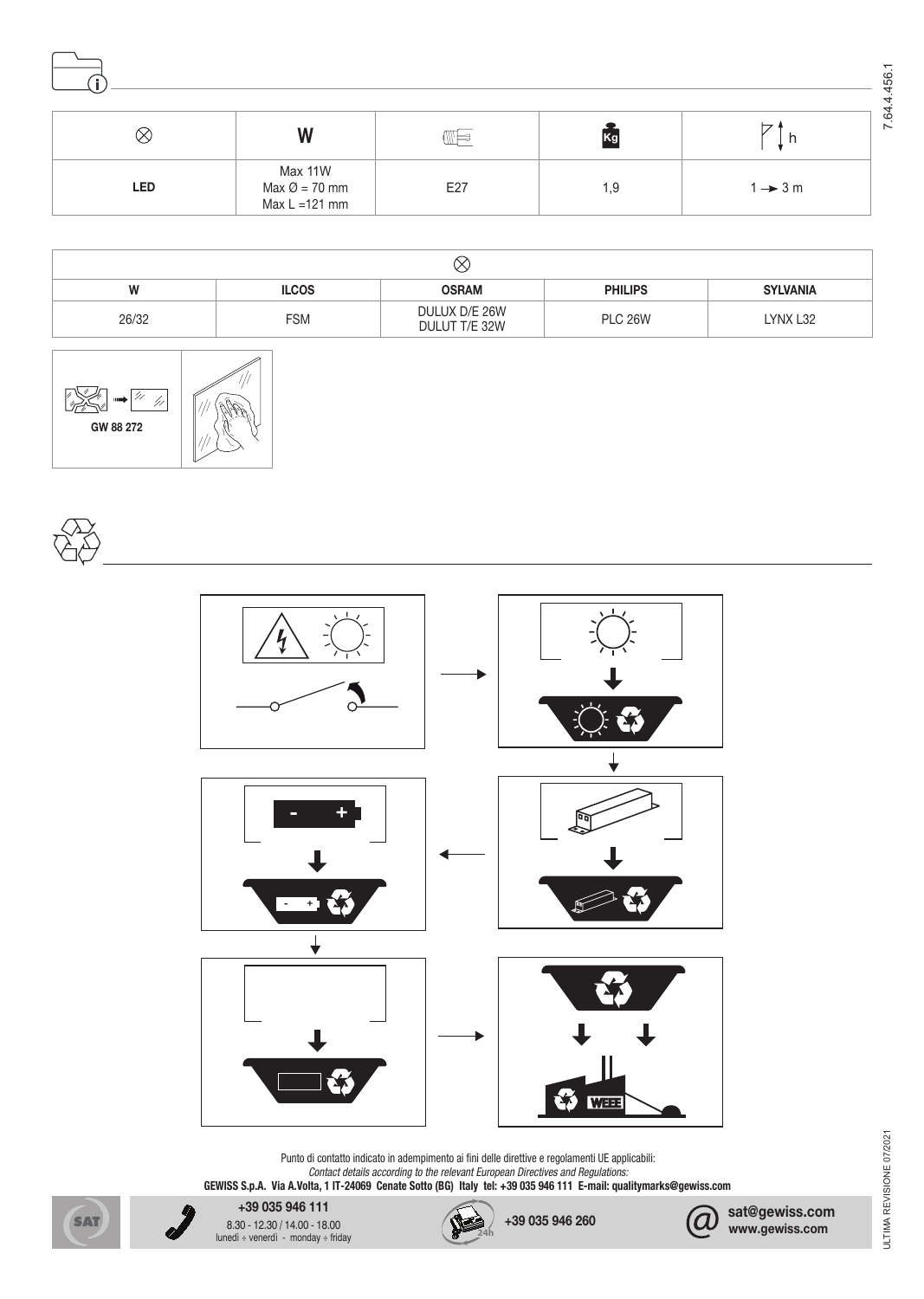| ⊗ | W | | Kg | h |
|---|---|---|---|---|
| LED | Max 11W<br>Max Ø = 70 mm<br>Max L =121 mm | E27 | 1,9 | 1 → 3 m |

| ⊗ | | | | |
|---|---|---|---|---|
| W | ILCOS | OSRAM | PHILIPS | SYLVANIA |
| 26/32 | FSM | DULUX D/E 26W<br>DULUT T/E 32W | PLC 26W | LYNX L32 |

GW 88 272

WEEE

Punto di contatto indicato in adempimento ai fini delle direttive e regolamenti UE applicabili:

*Contact details according to the relevant European Directives and Regulations:*

**GEWISS S.p.A. Via A.Volta, 1 IT-24069 Cenate Sotto (BG) Italy tel: +39 035 946 111 E-mail: qualitymarks@gewiss.com**

SAT

**+39 035 946 111**

8.30 - 12.30 / 14.00 - 18.00

lunedì ÷ venerdì - monday ÷ friday

24h **+39 035 946 260**

**sat@gewiss.com**

**www.gewiss.com**

7.64.4.456.1

ULTIMA REVISIONE 07/2021